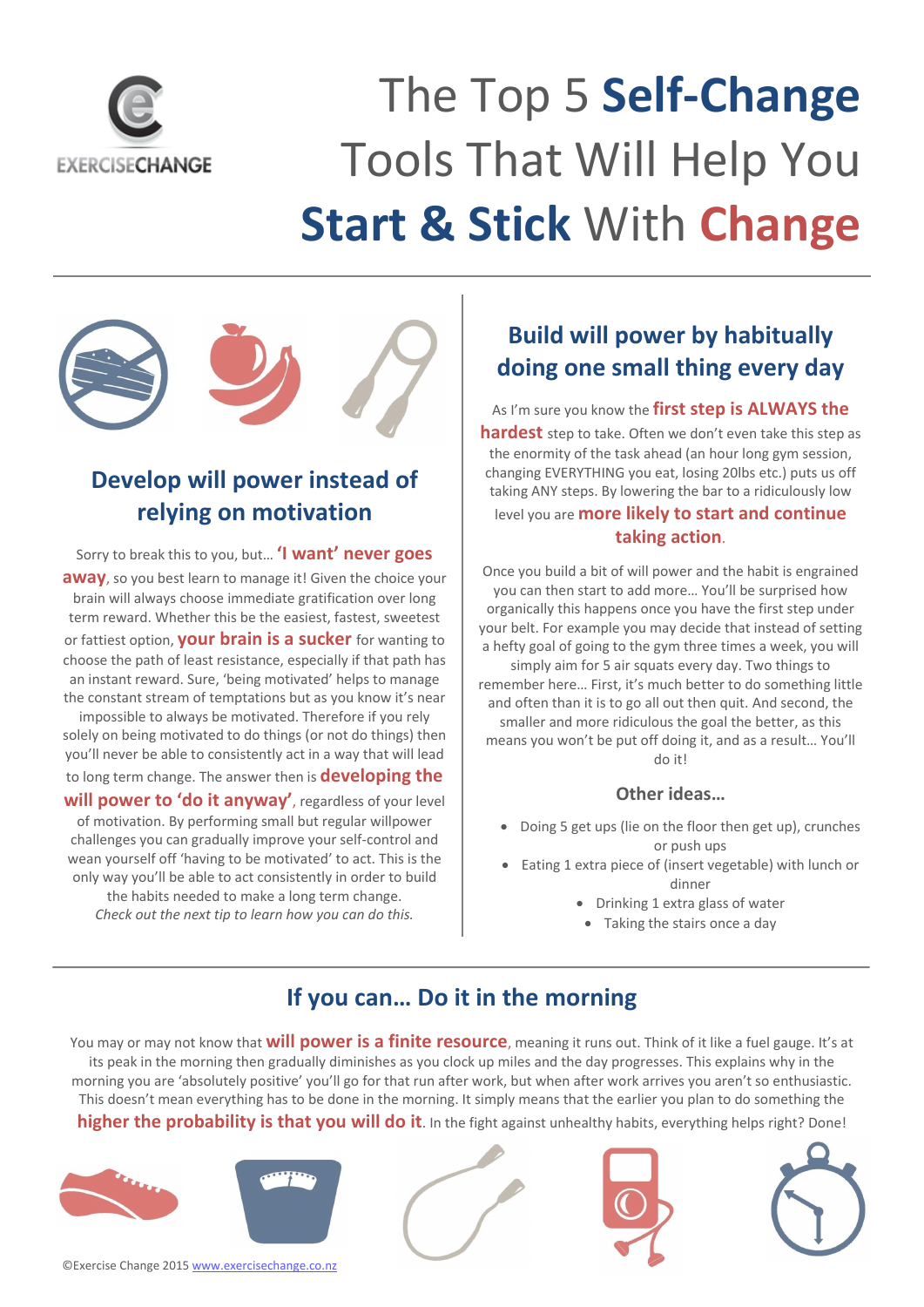# The Top 5 **Self-Change** Tools That Will Help You **Start & Stick** With **Change**

## Develop will power instead of relying on motivation

Sorry to break this to you, but… **'I want' never goes away**, so you best learn to manage it! Given the choice your brain will always choose immediate gratification over long term reward. Whether this be the easiest, fastest, sweetest or fattiest option, **your brain is a sucker** for wanting to choose the path of least resistance, especially if that path has an instant reward. Sure, 'being motivated' helps to manage the constant stream of temptations but as you know it's near impossible to always be motivated. Therefore if you rely solely on being motivated to do things (or not do things) then you'll never be able to consistently act in a way that will lead to long term change. The answer then is **developing the will power to 'do it anyway'**, regardless of your level of motivation. By performing small but regular willpower challenges you can gradually improve your self-control and wean yourself off 'having to be motivated' to act. This is the only way you'll be able to act consistently in order to build the habits needed to make a long term change.
*Check out the next tip to learn how you can do this.*

## Build will power by habitually doing one small thing every day

As I'm sure you know the **first step is ALWAYS the hardest** step to take. Often we don't even take this step as the enormity of the task ahead (an hour long gym session, changing EVERYTHING you eat, losing 20lbs etc.) puts us off taking ANY steps. By lowering the bar to a ridiculously low level you are **more likely to start and continue taking action**.

Once you build a bit of will power and the habit is engrained you can then start to add more… You'll be surprised how organically this happens once you have the first step under your belt. For example you may decide that instead of setting a hefty goal of going to the gym three times a week, you will simply aim for 5 air squats every day. Two things to remember here… First, it's much better to do something little and often than it is to go all out then quit. And second, the smaller and more ridiculous the goal the better, as this means you won't be put off doing it, and as a result… You'll do it!

### Other ideas…

- Doing 5 get ups (lie on the floor then get up), crunches or push ups
- Eating 1 extra piece of (insert vegetable) with lunch or dinner
- Drinking 1 extra glass of water
- Taking the stairs once a day

## If you can… Do it in the morning

You may or may not know that **will power is a finite resource**, meaning it runs out. Think of it like a fuel gauge. It's at its peak in the morning then gradually diminishes as you clock up miles and the day progresses. This explains why in the morning you are 'absolutely positive' you'll go for that run after work, but when after work arrives you aren't so enthusiastic. This doesn't mean everything has to be done in the morning. It simply means that the earlier you plan to do something the **higher the probability is that you will do it**. In the fight against unhealthy habits, everything helps right? Done!

©Exercise Change 2015 www.exercisechange.co.nz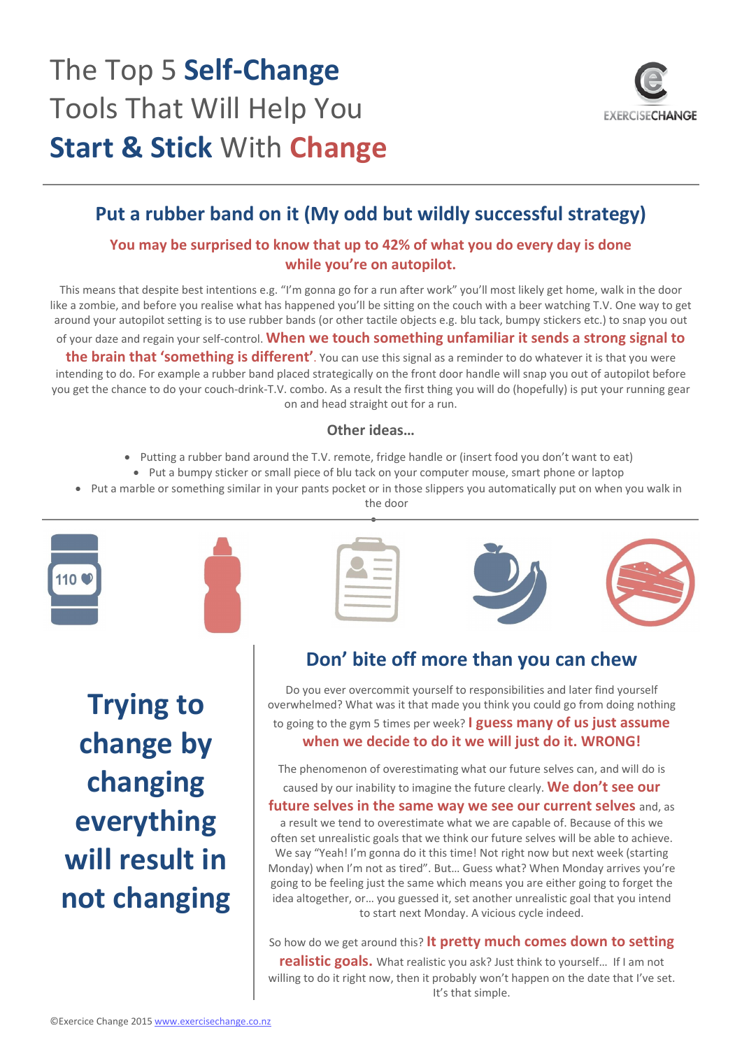# The Top 5 **Self-Change** Tools That Will Help You **Start & Stick** With **Change**

## Put a rubber band on it (My odd but wildly successful strategy)

### You may be surprised to know that up to 42% of what you do every day is done while you're on autopilot.

This means that despite best intentions e.g. "I'm gonna go for a run after work" you'll most likely get home, walk in the door like a zombie, and before you realise what has happened you'll be sitting on the couch with a beer watching T.V. One way to get around your autopilot setting is to use rubber bands (or other tactile objects e.g. blu tack, bumpy stickers etc.) to snap you out of your daze and regain your self-control. **When we touch something unfamiliar it sends a strong signal to the brain that 'something is different'**. You can use this signal as a reminder to do whatever it is that you were intending to do. For example a rubber band placed strategically on the front door handle will snap you out of autopilot before you get the chance to do your couch-drink-T.V. combo. As a result the first thing you will do (hopefully) is put your running gear on and head straight out for a run.

**Other ideas…**

- Putting a rubber band around the T.V. remote, fridge handle or (insert food you don't want to eat)
- Put a bumpy sticker or small piece of blu tack on your computer mouse, smart phone or laptop
- Put a marble or something similar in your pants pocket or in those slippers you automatically put on when you walk in the door

**Trying to change by changing everything will result in not changing**

## Don' bite off more than you can chew

Do you ever overcommit yourself to responsibilities and later find yourself overwhelmed? What was it that made you think you could go from doing nothing to going to the gym 5 times per week? **I guess many of us just assume when we decide to do it we will just do it. WRONG!**

The phenomenon of overestimating what our future selves can, and will do is caused by our inability to imagine the future clearly. **We don't see our future selves in the same way we see our current selves** and, as a result we tend to overestimate what we are capable of. Because of this we often set unrealistic goals that we think our future selves will be able to achieve. We say "Yeah! I'm gonna do it this time! Not right now but next week (starting Monday) when I'm not as tired". But… Guess what? When Monday arrives you're going to be feeling just the same which means you are either going to forget the idea altogether, or… you guessed it, set another unrealistic goal that you intend to start next Monday. A vicious cycle indeed.

So how do we get around this? **It pretty much comes down to setting realistic goals.** What realistic you ask? Just think to yourself… If I am not willing to do it right now, then it probably won't happen on the date that I've set. It's that simple.

©Exercice Change 2015 www.exercisechange.co.nz